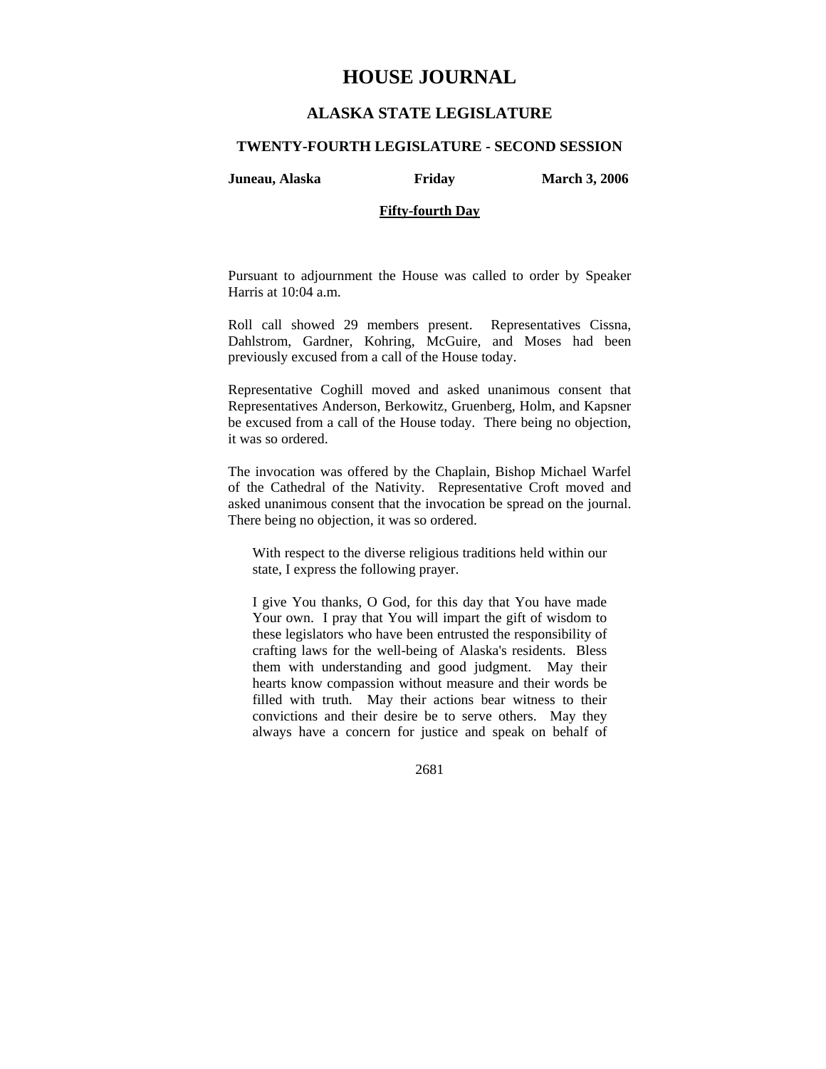# HOUSE JOURNAL

## ALASKA STATE LEGISLATURE

### TWENTY-FOURTH LEGISLATURE - SECOND SESSION

**Juneau, Alaska** **Friday** **March 3, 2006**

**Fifty-fourth Day**

Pursuant to adjournment the House was called to order by Speaker Harris at 10:04 a.m.

Roll call showed 29 members present. Representatives Cissna, Dahlstrom, Gardner, Kohring, McGuire, and Moses had been previously excused from a call of the House today.

Representative Coghill moved and asked unanimous consent that Representatives Anderson, Berkowitz, Gruenberg, Holm, and Kapsner be excused from a call of the House today. There being no objection, it was so ordered.

The invocation was offered by the Chaplain, Bishop Michael Warfel of the Cathedral of the Nativity. Representative Croft moved and asked unanimous consent that the invocation be spread on the journal. There being no objection, it was so ordered.

> With respect to the diverse religious traditions held within our state, I express the following prayer.
>
> I give You thanks, O God, for this day that You have made Your own. I pray that You will impart the gift of wisdom to these legislators who have been entrusted the responsibility of crafting laws for the well-being of Alaska's residents. Bless them with understanding and good judgment. May their hearts know compassion without measure and their words be filled with truth. May their actions bear witness to their convictions and their desire be to serve others. May they always have a concern for justice and speak on behalf of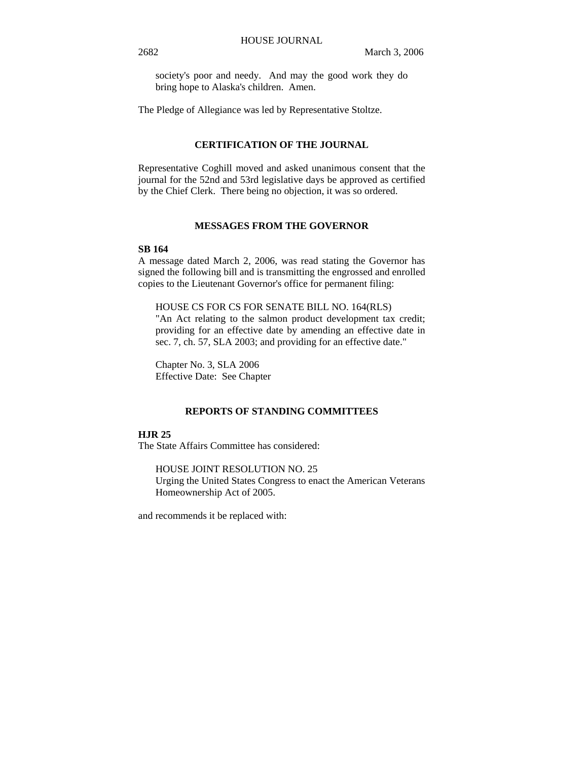society's poor and needy. And may the good work they do bring hope to Alaska's children. Amen.

The Pledge of Allegiance was led by Representative Stoltze.

## CERTIFICATION OF THE JOURNAL

Representative Coghill moved and asked unanimous consent that the journal for the 52nd and 53rd legislative days be approved as certified by the Chief Clerk. There being no objection, it was so ordered.

## MESSAGES FROM THE GOVERNOR

**SB 164**

A message dated March 2, 2006, was read stating the Governor has signed the following bill and is transmitting the engrossed and enrolled copies to the Lieutenant Governor's office for permanent filing:

HOUSE CS FOR CS FOR SENATE BILL NO. 164(RLS)
"An Act relating to the salmon product development tax credit; providing for an effective date by amending an effective date in sec. 7, ch. 57, SLA 2003; and providing for an effective date."

Chapter No. 3, SLA 2006
Effective Date: See Chapter

## REPORTS OF STANDING COMMITTEES

**HJR 25**

The State Affairs Committee has considered:

HOUSE JOINT RESOLUTION NO. 25
Urging the United States Congress to enact the American Veterans Homeownership Act of 2005.

and recommends it be replaced with: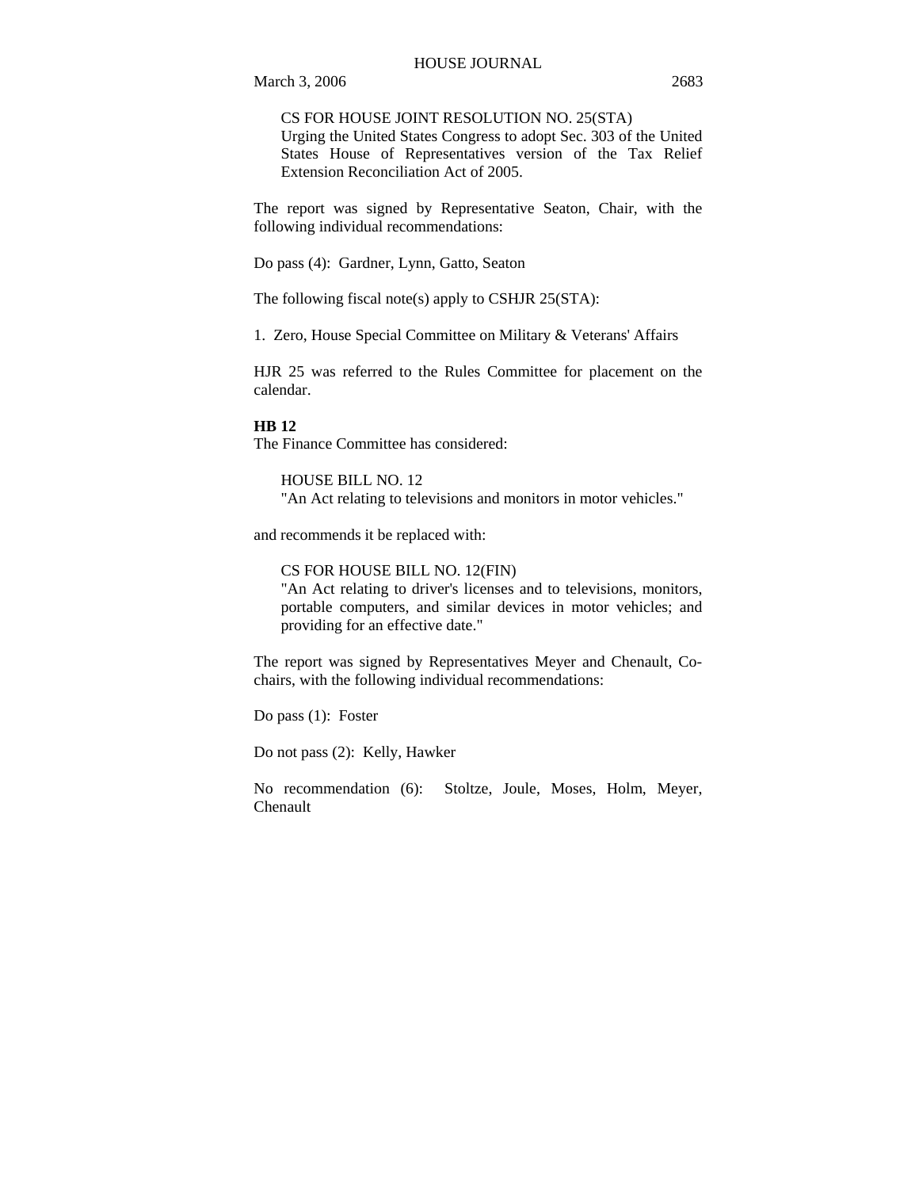CS FOR HOUSE JOINT RESOLUTION NO. 25(STA)
Urging the United States Congress to adopt Sec. 303 of the United States House of Representatives version of the Tax Relief Extension Reconciliation Act of 2005.

The report was signed by Representative Seaton, Chair, with the following individual recommendations:

Do pass (4): Gardner, Lynn, Gatto, Seaton

The following fiscal note(s) apply to CSHJR 25(STA):

1. Zero, House Special Committee on Military & Veterans' Affairs

HJR 25 was referred to the Rules Committee for placement on the calendar.

**HB 12**

The Finance Committee has considered:

HOUSE BILL NO. 12
"An Act relating to televisions and monitors in motor vehicles."

and recommends it be replaced with:

CS FOR HOUSE BILL NO. 12(FIN)
"An Act relating to driver's licenses and to televisions, monitors, portable computers, and similar devices in motor vehicles; and providing for an effective date."

The report was signed by Representatives Meyer and Chenault, Co-chairs, with the following individual recommendations:

Do pass (1): Foster

Do not pass (2): Kelly, Hawker

No recommendation (6): Stoltze, Joule, Moses, Holm, Meyer, Chenault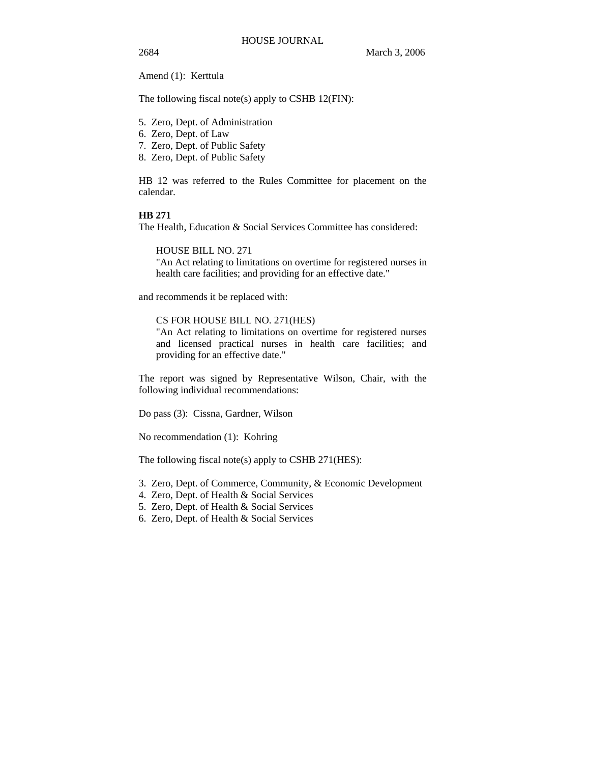Amend (1): Kerttula

The following fiscal note(s) apply to CSHB 12(FIN):

5. Zero, Dept. of Administration
6. Zero, Dept. of Law
7. Zero, Dept. of Public Safety
8. Zero, Dept. of Public Safety

HB 12 was referred to the Rules Committee for placement on the calendar.

**HB 271**

The Health, Education & Social Services Committee has considered:

HOUSE BILL NO. 271
"An Act relating to limitations on overtime for registered nurses in health care facilities; and providing for an effective date."

and recommends it be replaced with:

CS FOR HOUSE BILL NO. 271(HES)
"An Act relating to limitations on overtime for registered nurses and licensed practical nurses in health care facilities; and providing for an effective date."

The report was signed by Representative Wilson, Chair, with the following individual recommendations:

Do pass (3): Cissna, Gardner, Wilson

No recommendation (1): Kohring

The following fiscal note(s) apply to CSHB 271(HES):

3. Zero, Dept. of Commerce, Community, & Economic Development
4. Zero, Dept. of Health & Social Services
5. Zero, Dept. of Health & Social Services
6. Zero, Dept. of Health & Social Services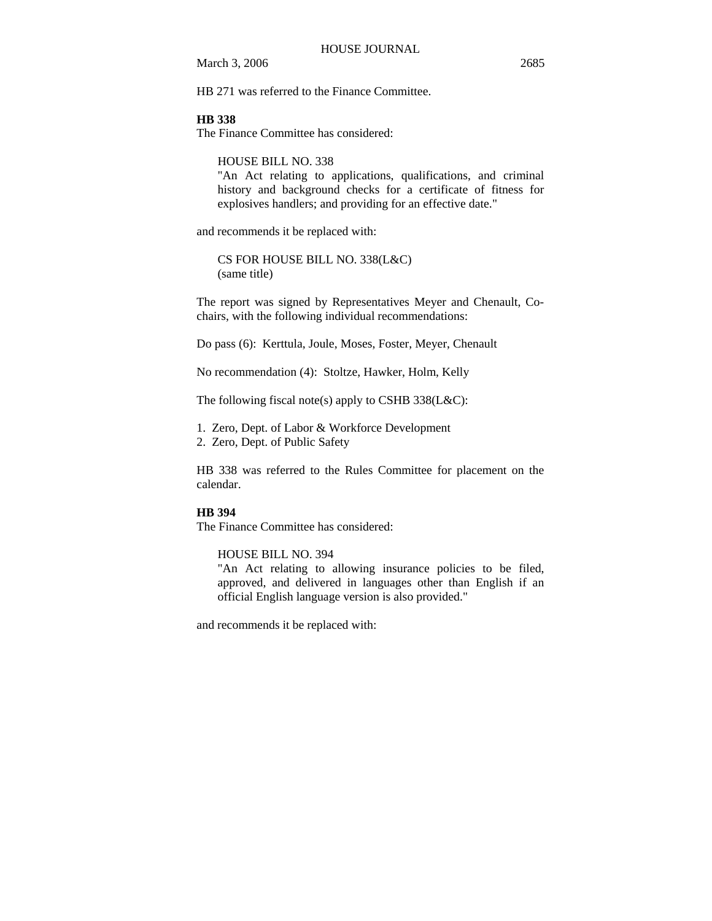HB 271 was referred to the Finance Committee.

**HB 338**

The Finance Committee has considered:

> HOUSE BILL NO. 338
> "An Act relating to applications, qualifications, and criminal history and background checks for a certificate of fitness for explosives handlers; and providing for an effective date."

and recommends it be replaced with:

> CS FOR HOUSE BILL NO. 338(L&C)
> (same title)

The report was signed by Representatives Meyer and Chenault, Co-chairs, with the following individual recommendations:

Do pass (6): Kerttula, Joule, Moses, Foster, Meyer, Chenault

No recommendation (4): Stoltze, Hawker, Holm, Kelly

The following fiscal note(s) apply to CSHB 338(L&C):

1. Zero, Dept. of Labor & Workforce Development
2. Zero, Dept. of Public Safety

HB 338 was referred to the Rules Committee for placement on the calendar.

**HB 394**

The Finance Committee has considered:

> HOUSE BILL NO. 394
> "An Act relating to allowing insurance policies to be filed, approved, and delivered in languages other than English if an official English language version is also provided."

and recommends it be replaced with: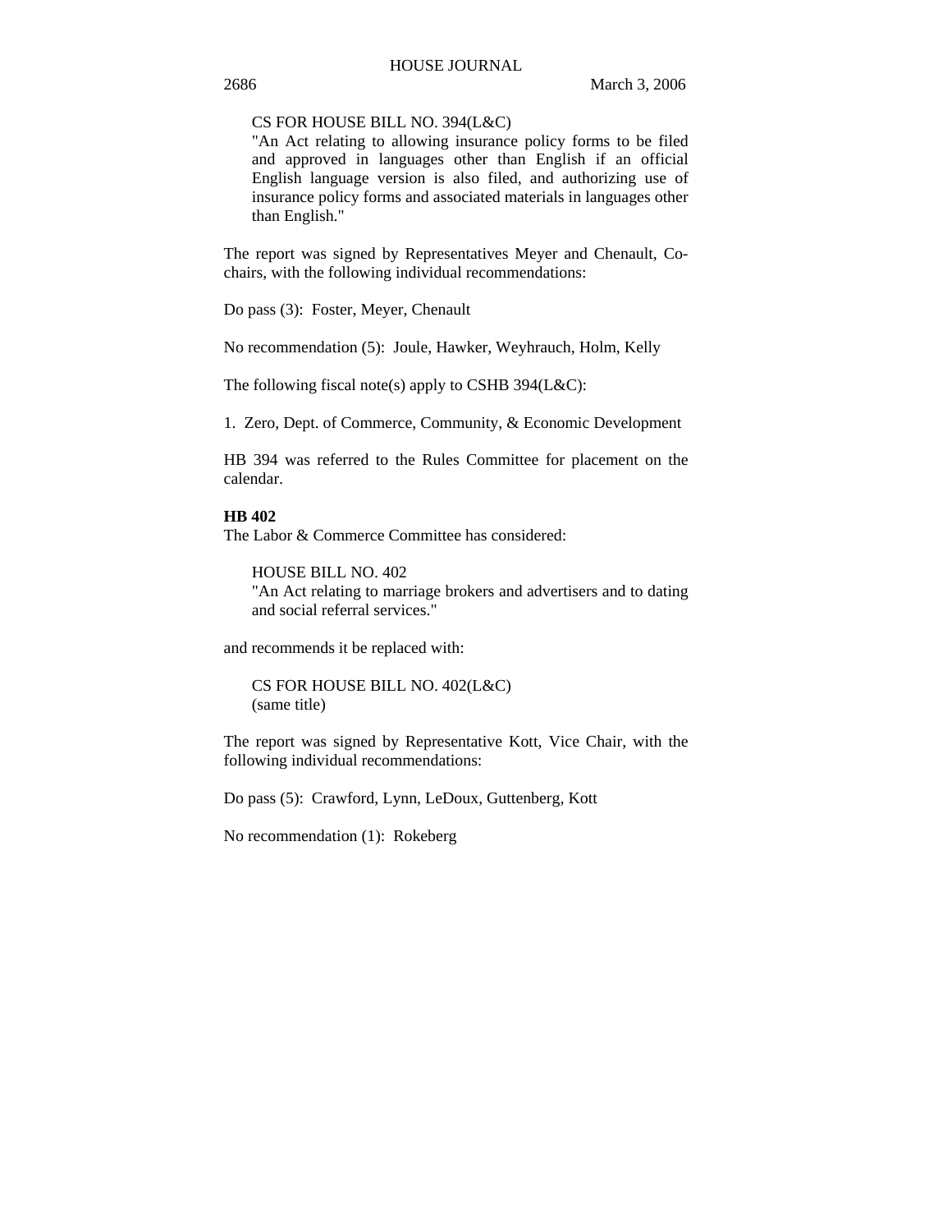CS FOR HOUSE BILL NO. 394(L&C)
"An Act relating to allowing insurance policy forms to be filed and approved in languages other than English if an official English language version is also filed, and authorizing use of insurance policy forms and associated materials in languages other than English."

The report was signed by Representatives Meyer and Chenault, Co-chairs, with the following individual recommendations:

Do pass (3): Foster, Meyer, Chenault

No recommendation (5): Joule, Hawker, Weyhrauch, Holm, Kelly

The following fiscal note(s) apply to CSHB 394(L&C):

1. Zero, Dept. of Commerce, Community, & Economic Development

HB 394 was referred to the Rules Committee for placement on the calendar.

**HB 402**
The Labor & Commerce Committee has considered:

HOUSE BILL NO. 402
"An Act relating to marriage brokers and advertisers and to dating and social referral services."

and recommends it be replaced with:

CS FOR HOUSE BILL NO. 402(L&C)
(same title)

The report was signed by Representative Kott, Vice Chair, with the following individual recommendations:

Do pass (5): Crawford, Lynn, LeDoux, Guttenberg, Kott

No recommendation (1): Rokeberg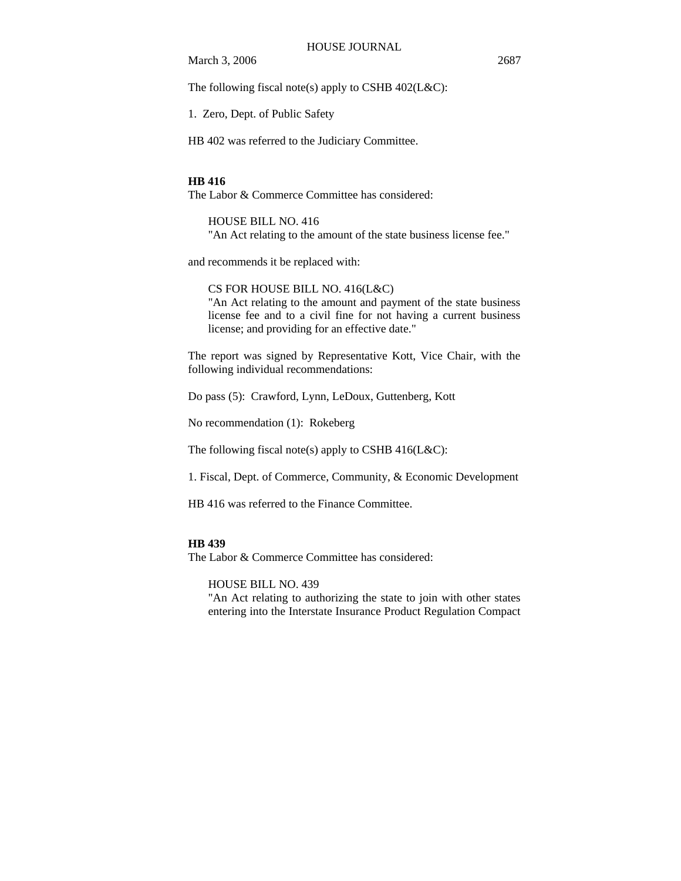The following fiscal note(s) apply to CSHB 402(L&C):

1. Zero, Dept. of Public Safety

HB 402 was referred to the Judiciary Committee.

**HB 416**

The Labor & Commerce Committee has considered:

> HOUSE BILL NO. 416
> "An Act relating to the amount of the state business license fee."

and recommends it be replaced with:

> CS FOR HOUSE BILL NO. 416(L&C)
> "An Act relating to the amount and payment of the state business license fee and to a civil fine for not having a current business license; and providing for an effective date."

The report was signed by Representative Kott, Vice Chair, with the following individual recommendations:

Do pass (5): Crawford, Lynn, LeDoux, Guttenberg, Kott

No recommendation (1): Rokeberg

The following fiscal note(s) apply to CSHB 416(L&C):

1. Fiscal, Dept. of Commerce, Community, & Economic Development

HB 416 was referred to the Finance Committee.

**HB 439**

The Labor & Commerce Committee has considered:

> HOUSE BILL NO. 439
> "An Act relating to authorizing the state to join with other states entering into the Interstate Insurance Product Regulation Compact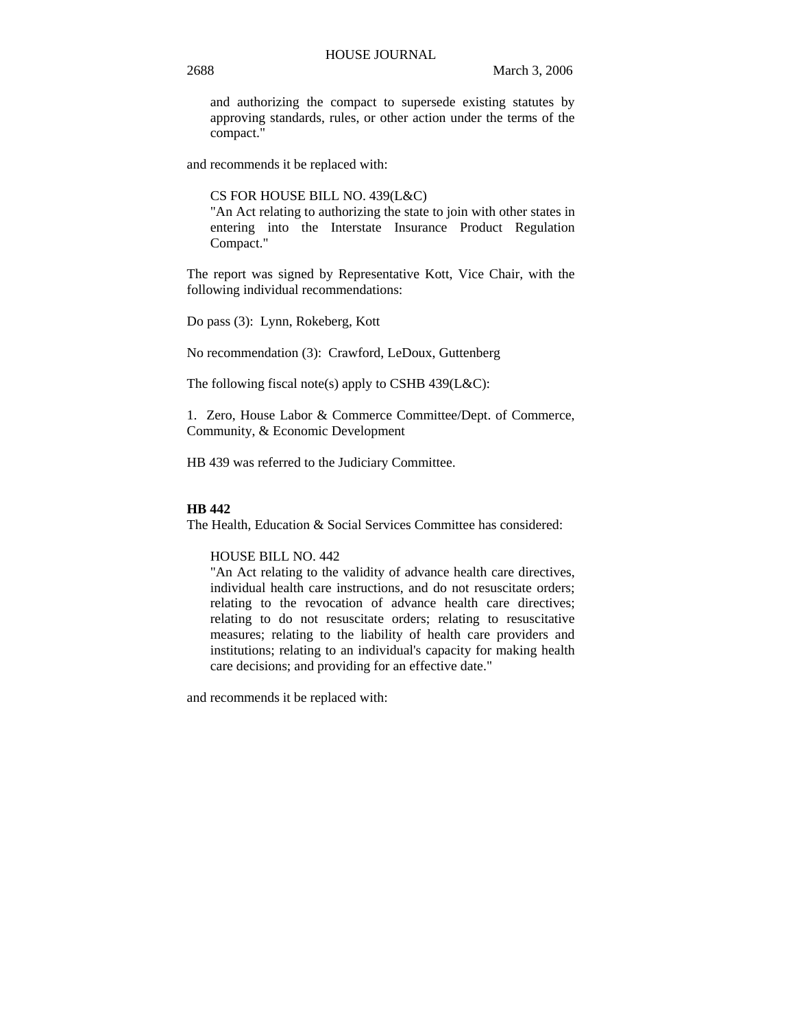and authorizing the compact to supersede existing statutes by approving standards, rules, or other action under the terms of the compact."

and recommends it be replaced with:

CS FOR HOUSE BILL NO. 439(L&C)
"An Act relating to authorizing the state to join with other states in entering into the Interstate Insurance Product Regulation Compact."

The report was signed by Representative Kott, Vice Chair, with the following individual recommendations:

Do pass (3): Lynn, Rokeberg, Kott

No recommendation (3): Crawford, LeDoux, Guttenberg

The following fiscal note(s) apply to CSHB 439(L&C):

1. Zero, House Labor & Commerce Committee/Dept. of Commerce, Community, & Economic Development

HB 439 was referred to the Judiciary Committee.

**HB 442**

The Health, Education & Social Services Committee has considered:

HOUSE BILL NO. 442
"An Act relating to the validity of advance health care directives, individual health care instructions, and do not resuscitate orders; relating to the revocation of advance health care directives; relating to do not resuscitate orders; relating to resuscitative measures; relating to the liability of health care providers and institutions; relating to an individual's capacity for making health care decisions; and providing for an effective date."

and recommends it be replaced with: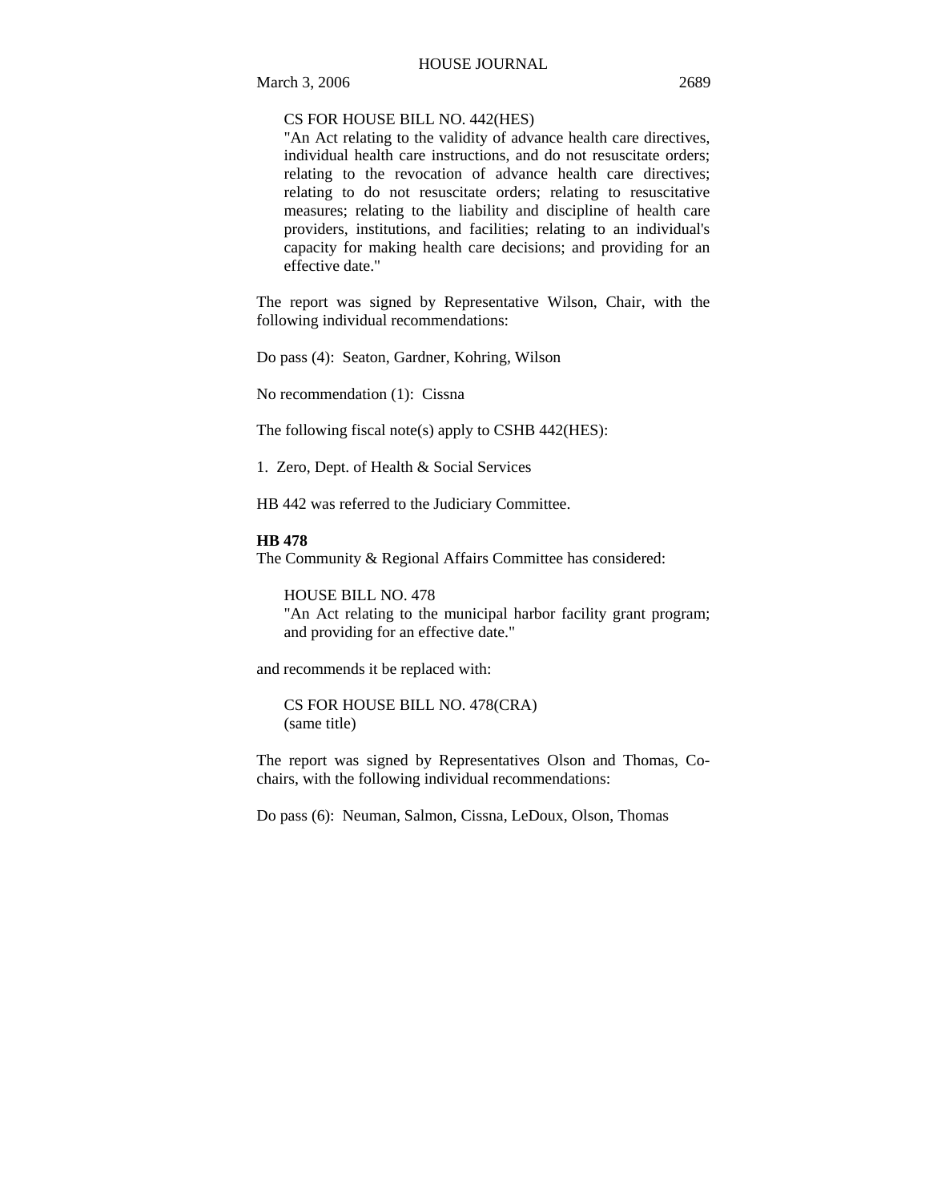CS FOR HOUSE BILL NO. 442(HES)
"An Act relating to the validity of advance health care directives, individual health care instructions, and do not resuscitate orders; relating to the revocation of advance health care directives; relating to do not resuscitate orders; relating to resuscitative measures; relating to the liability and discipline of health care providers, institutions, and facilities; relating to an individual's capacity for making health care decisions; and providing for an effective date."

The report was signed by Representative Wilson, Chair, with the following individual recommendations:

Do pass (4): Seaton, Gardner, Kohring, Wilson

No recommendation (1): Cissna

The following fiscal note(s) apply to CSHB 442(HES):

1. Zero, Dept. of Health & Social Services

HB 442 was referred to the Judiciary Committee.

**HB 478**

The Community & Regional Affairs Committee has considered:

HOUSE BILL NO. 478
"An Act relating to the municipal harbor facility grant program; and providing for an effective date."

and recommends it be replaced with:

CS FOR HOUSE BILL NO. 478(CRA)
(same title)

The report was signed by Representatives Olson and Thomas, Co-chairs, with the following individual recommendations:

Do pass (6): Neuman, Salmon, Cissna, LeDoux, Olson, Thomas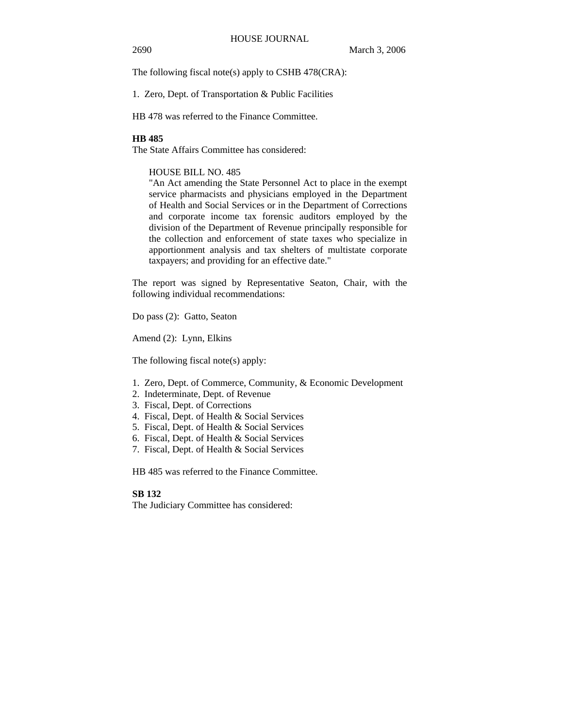The following fiscal note(s) apply to CSHB 478(CRA):

1. Zero, Dept. of Transportation & Public Facilities

HB 478 was referred to the Finance Committee.

**HB 485**
The State Affairs Committee has considered:

HOUSE BILL NO. 485
"An Act amending the State Personnel Act to place in the exempt service pharmacists and physicians employed in the Department of Health and Social Services or in the Department of Corrections and corporate income tax forensic auditors employed by the division of the Department of Revenue principally responsible for the collection and enforcement of state taxes who specialize in apportionment analysis and tax shelters of multistate corporate taxpayers; and providing for an effective date."

The report was signed by Representative Seaton, Chair, with the following individual recommendations:

Do pass (2): Gatto, Seaton

Amend (2): Lynn, Elkins

The following fiscal note(s) apply:

1. Zero, Dept. of Commerce, Community, & Economic Development
2. Indeterminate, Dept. of Revenue
3. Fiscal, Dept. of Corrections
4. Fiscal, Dept. of Health & Social Services
5. Fiscal, Dept. of Health & Social Services
6. Fiscal, Dept. of Health & Social Services
7. Fiscal, Dept. of Health & Social Services

HB 485 was referred to the Finance Committee.

**SB 132**
The Judiciary Committee has considered: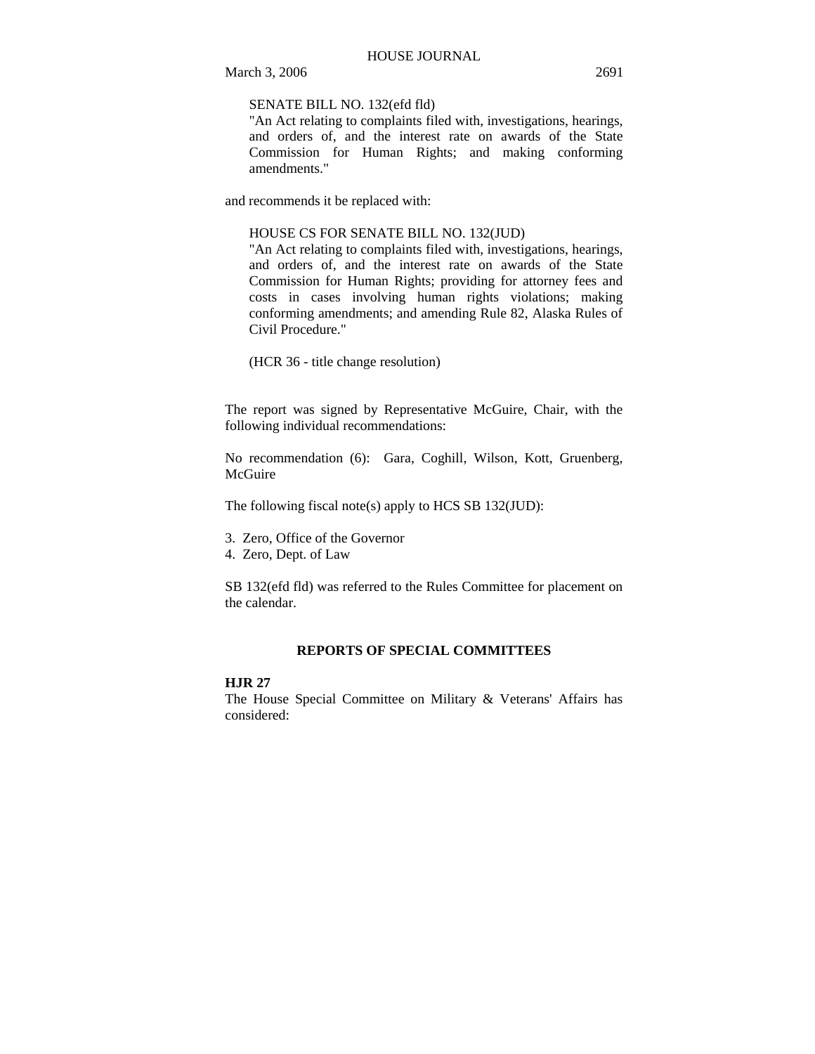SENATE BILL NO. 132(efd fld)
"An Act relating to complaints filed with, investigations, hearings, and orders of, and the interest rate on awards of the State Commission for Human Rights; and making conforming amendments."

and recommends it be replaced with:

HOUSE CS FOR SENATE BILL NO. 132(JUD)
"An Act relating to complaints filed with, investigations, hearings, and orders of, and the interest rate on awards of the State Commission for Human Rights; providing for attorney fees and costs in cases involving human rights violations; making conforming amendments; and amending Rule 82, Alaska Rules of Civil Procedure."

(HCR 36 - title change resolution)

The report was signed by Representative McGuire, Chair, with the following individual recommendations:

No recommendation (6): Gara, Coghill, Wilson, Kott, Gruenberg, McGuire

The following fiscal note(s) apply to HCS SB 132(JUD):

3. Zero, Office of the Governor
4. Zero, Dept. of Law

SB 132(efd fld) was referred to the Rules Committee for placement on the calendar.

## REPORTS OF SPECIAL COMMITTEES

**HJR 27**
The House Special Committee on Military & Veterans' Affairs has considered: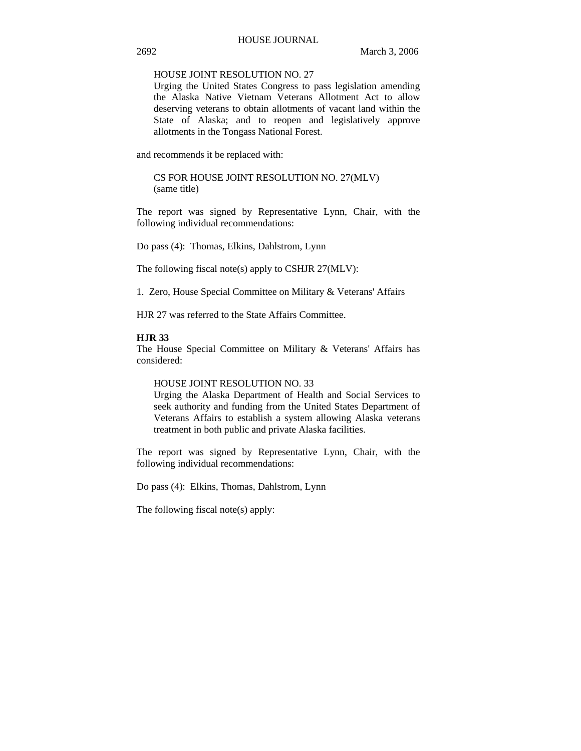HOUSE JOINT RESOLUTION NO. 27
Urging the United States Congress to pass legislation amending the Alaska Native Vietnam Veterans Allotment Act to allow deserving veterans to obtain allotments of vacant land within the State of Alaska; and to reopen and legislatively approve allotments in the Tongass National Forest.

and recommends it be replaced with:

CS FOR HOUSE JOINT RESOLUTION NO. 27(MLV)
(same title)

The report was signed by Representative Lynn, Chair, with the following individual recommendations:

Do pass (4): Thomas, Elkins, Dahlstrom, Lynn

The following fiscal note(s) apply to CSHJR 27(MLV):

1. Zero, House Special Committee on Military & Veterans' Affairs

HJR 27 was referred to the State Affairs Committee.

**HJR 33**

The House Special Committee on Military & Veterans' Affairs has considered:

HOUSE JOINT RESOLUTION NO. 33
Urging the Alaska Department of Health and Social Services to seek authority and funding from the United States Department of Veterans Affairs to establish a system allowing Alaska veterans treatment in both public and private Alaska facilities.

The report was signed by Representative Lynn, Chair, with the following individual recommendations:

Do pass (4): Elkins, Thomas, Dahlstrom, Lynn

The following fiscal note(s) apply: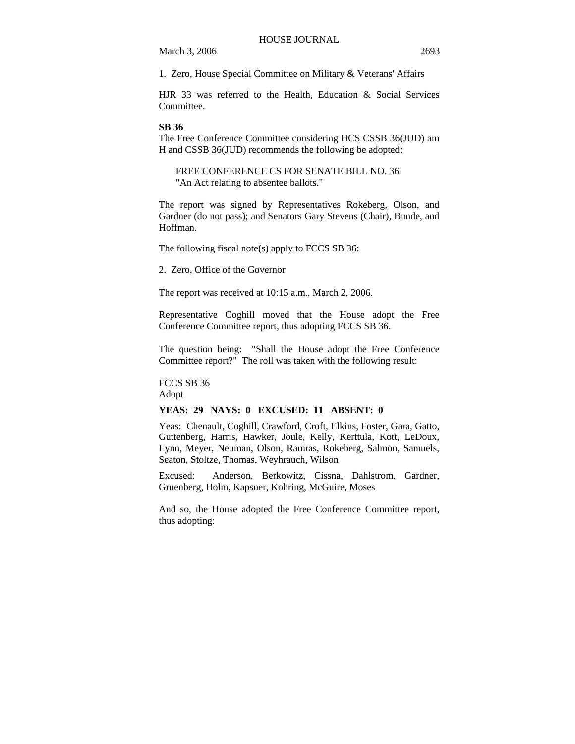1. Zero, House Special Committee on Military & Veterans' Affairs

HJR 33 was referred to the Health, Education & Social Services Committee.

**SB 36**

The Free Conference Committee considering HCS CSSB 36(JUD) am H and CSSB 36(JUD) recommends the following be adopted:

FREE CONFERENCE CS FOR SENATE BILL NO. 36
"An Act relating to absentee ballots."

The report was signed by Representatives Rokeberg, Olson, and Gardner (do not pass); and Senators Gary Stevens (Chair), Bunde, and Hoffman.

The following fiscal note(s) apply to FCCS SB 36:

2. Zero, Office of the Governor

The report was received at 10:15 a.m., March 2, 2006.

Representative Coghill moved that the House adopt the Free Conference Committee report, thus adopting FCCS SB 36.

The question being: "Shall the House adopt the Free Conference Committee report?" The roll was taken with the following result:

FCCS SB 36
Adopt

**YEAS: 29 NAYS: 0 EXCUSED: 11 ABSENT: 0**

Yeas: Chenault, Coghill, Crawford, Croft, Elkins, Foster, Gara, Gatto, Guttenberg, Harris, Hawker, Joule, Kelly, Kerttula, Kott, LeDoux, Lynn, Meyer, Neuman, Olson, Ramras, Rokeberg, Salmon, Samuels, Seaton, Stoltze, Thomas, Weyhrauch, Wilson

Excused: Anderson, Berkowitz, Cissna, Dahlstrom, Gardner, Gruenberg, Holm, Kapsner, Kohring, McGuire, Moses

And so, the House adopted the Free Conference Committee report, thus adopting: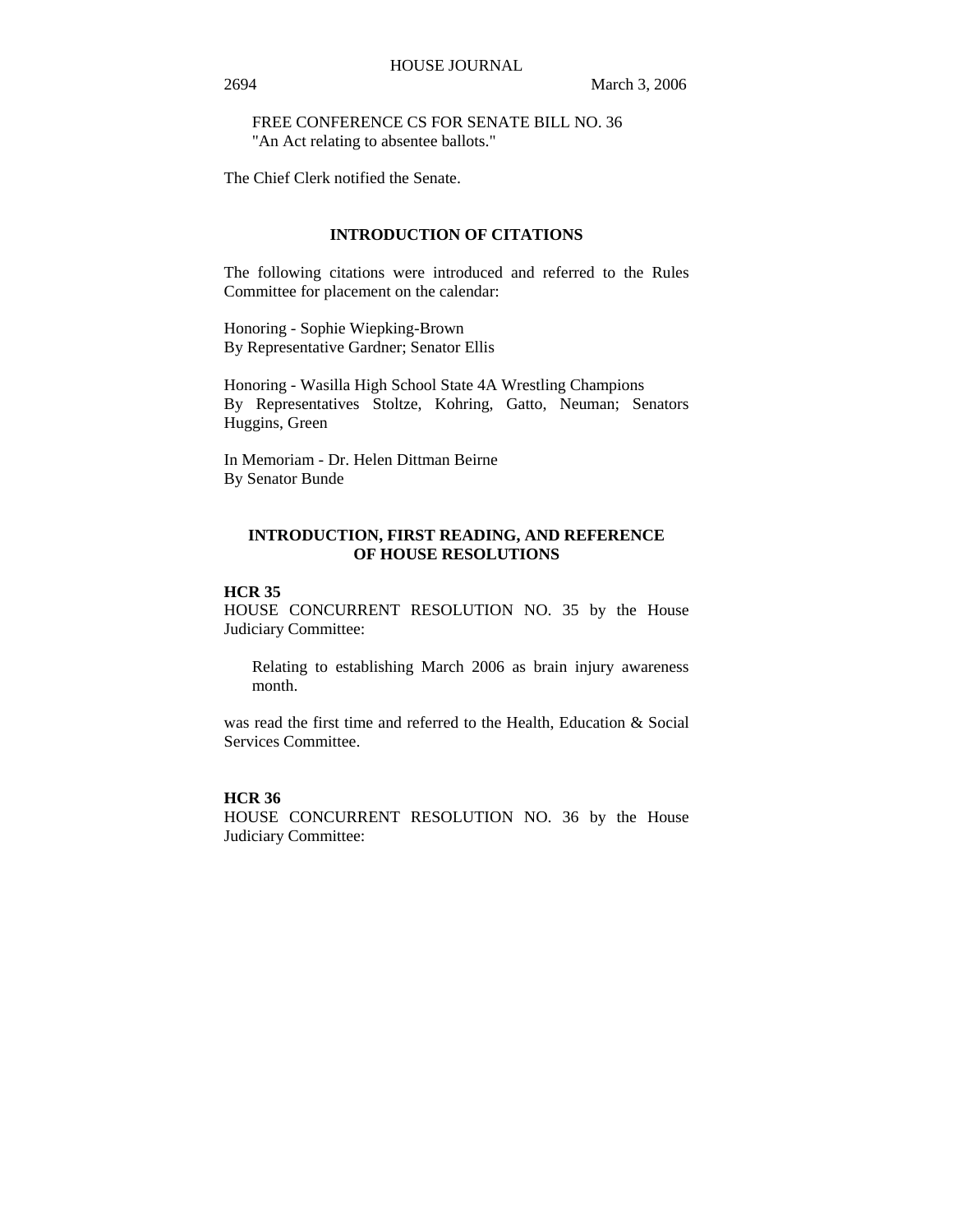FREE CONFERENCE CS FOR SENATE BILL NO. 36
"An Act relating to absentee ballots."

The Chief Clerk notified the Senate.

## INTRODUCTION OF CITATIONS

The following citations were introduced and referred to the Rules Committee for placement on the calendar:

Honoring - Sophie Wiepking-Brown
By Representative Gardner; Senator Ellis

Honoring - Wasilla High School State 4A Wrestling Champions
By Representatives Stoltze, Kohring, Gatto, Neuman; Senators Huggins, Green

In Memoriam - Dr. Helen Dittman Beirne
By Senator Bunde

## INTRODUCTION, FIRST READING, AND REFERENCE OF HOUSE RESOLUTIONS

**HCR 35**

HOUSE CONCURRENT RESOLUTION NO. 35 by the House Judiciary Committee:

Relating to establishing March 2006 as brain injury awareness month.

was read the first time and referred to the Health, Education & Social Services Committee.

**HCR 36**

HOUSE CONCURRENT RESOLUTION NO. 36 by the House Judiciary Committee: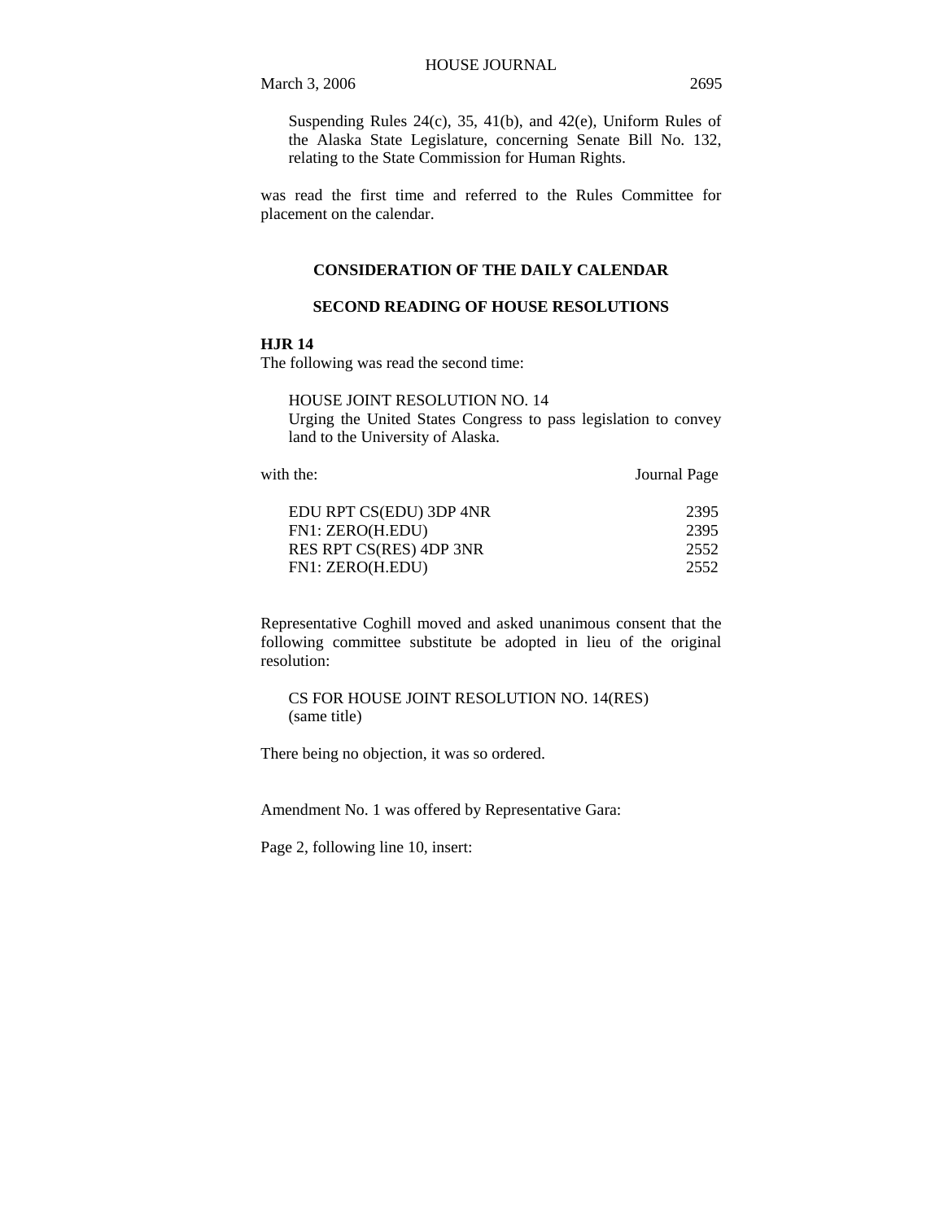Suspending Rules 24(c), 35, 41(b), and 42(e), Uniform Rules of the Alaska State Legislature, concerning Senate Bill No. 132, relating to the State Commission for Human Rights.

was read the first time and referred to the Rules Committee for placement on the calendar.

## CONSIDERATION OF THE DAILY CALENDAR

### SECOND READING OF HOUSE RESOLUTIONS

**HJR 14**

The following was read the second time:

HOUSE JOINT RESOLUTION NO. 14
Urging the United States Congress to pass legislation to convey land to the University of Alaska.

| with the: | Journal Page |
|---|---|
| EDU RPT CS(EDU) 3DP 4NR | 2395 |
| FN1: ZERO(H.EDU) | 2395 |
| RES RPT CS(RES) 4DP 3NR | 2552 |
| FN1: ZERO(H.EDU) | 2552 |

Representative Coghill moved and asked unanimous consent that the following committee substitute be adopted in lieu of the original resolution:

CS FOR HOUSE JOINT RESOLUTION NO. 14(RES)
(same title)

There being no objection, it was so ordered.

Amendment No. 1 was offered by Representative Gara:

Page 2, following line 10, insert: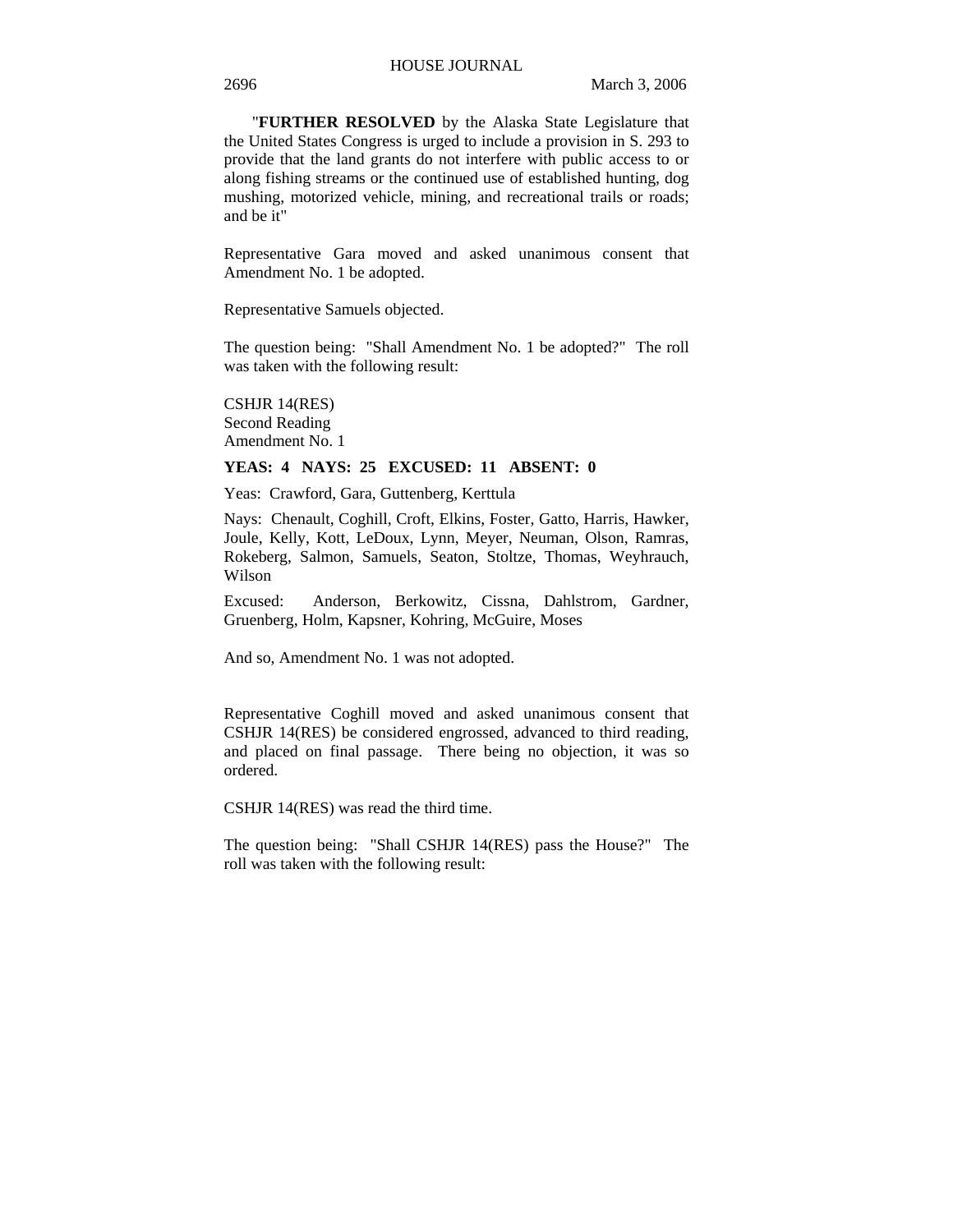"**FURTHER RESOLVED** by the Alaska State Legislature that the United States Congress is urged to include a provision in S. 293 to provide that the land grants do not interfere with public access to or along fishing streams or the continued use of established hunting, dog mushing, motorized vehicle, mining, and recreational trails or roads; and be it"

Representative Gara moved and asked unanimous consent that Amendment No. 1 be adopted.

Representative Samuels objected.

The question being: "Shall Amendment No. 1 be adopted?" The roll was taken with the following result:

CSHJR 14(RES)
Second Reading
Amendment No. 1

**YEAS: 4 NAYS: 25 EXCUSED: 11 ABSENT: 0**

Yeas: Crawford, Gara, Guttenberg, Kerttula

Nays: Chenault, Coghill, Croft, Elkins, Foster, Gatto, Harris, Hawker, Joule, Kelly, Kott, LeDoux, Lynn, Meyer, Neuman, Olson, Ramras, Rokeberg, Salmon, Samuels, Seaton, Stoltze, Thomas, Weyhrauch, Wilson

Excused: Anderson, Berkowitz, Cissna, Dahlstrom, Gardner, Gruenberg, Holm, Kapsner, Kohring, McGuire, Moses

And so, Amendment No. 1 was not adopted.

Representative Coghill moved and asked unanimous consent that CSHJR 14(RES) be considered engrossed, advanced to third reading, and placed on final passage. There being no objection, it was so ordered.

CSHJR 14(RES) was read the third time.

The question being: "Shall CSHJR 14(RES) pass the House?" The roll was taken with the following result: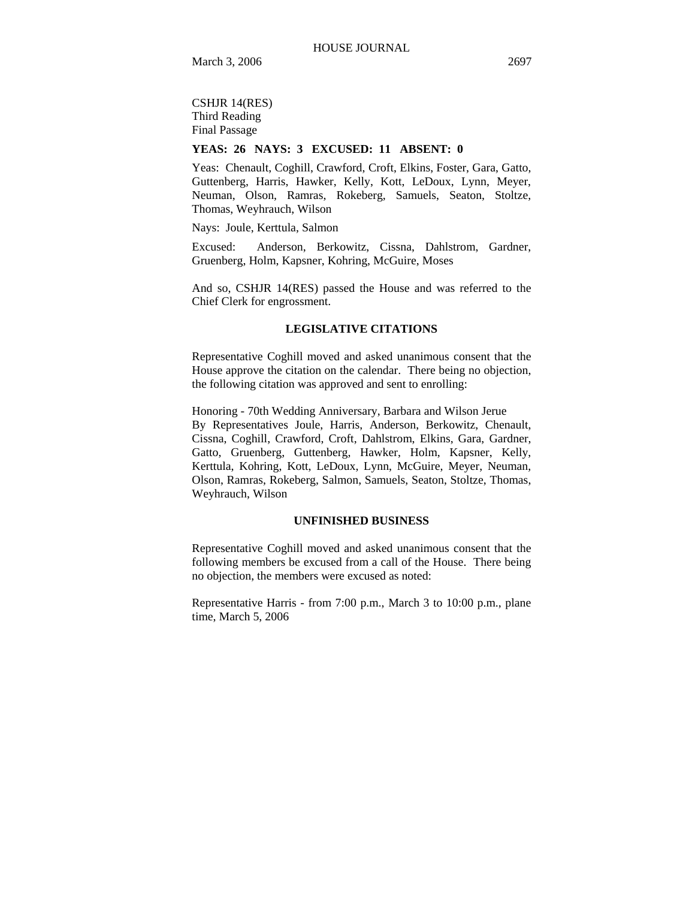CSHJR 14(RES)
Third Reading
Final Passage

**YEAS: 26 NAYS: 3 EXCUSED: 11 ABSENT: 0**

Yeas: Chenault, Coghill, Crawford, Croft, Elkins, Foster, Gara, Gatto, Guttenberg, Harris, Hawker, Kelly, Kott, LeDoux, Lynn, Meyer, Neuman, Olson, Ramras, Rokeberg, Samuels, Seaton, Stoltze, Thomas, Weyhrauch, Wilson

Nays: Joule, Kerttula, Salmon

Excused: Anderson, Berkowitz, Cissna, Dahlstrom, Gardner, Gruenberg, Holm, Kapsner, Kohring, McGuire, Moses

And so, CSHJR 14(RES) passed the House and was referred to the Chief Clerk for engrossment.

## LEGISLATIVE CITATIONS

Representative Coghill moved and asked unanimous consent that the House approve the citation on the calendar. There being no objection, the following citation was approved and sent to enrolling:

Honoring - 70th Wedding Anniversary, Barbara and Wilson Jerue
By Representatives Joule, Harris, Anderson, Berkowitz, Chenault, Cissna, Coghill, Crawford, Croft, Dahlstrom, Elkins, Gara, Gardner, Gatto, Gruenberg, Guttenberg, Hawker, Holm, Kapsner, Kelly, Kerttula, Kohring, Kott, LeDoux, Lynn, McGuire, Meyer, Neuman, Olson, Ramras, Rokeberg, Salmon, Samuels, Seaton, Stoltze, Thomas, Weyhrauch, Wilson

## UNFINISHED BUSINESS

Representative Coghill moved and asked unanimous consent that the following members be excused from a call of the House. There being no objection, the members were excused as noted:

Representative Harris - from 7:00 p.m., March 3 to 10:00 p.m., plane time, March 5, 2006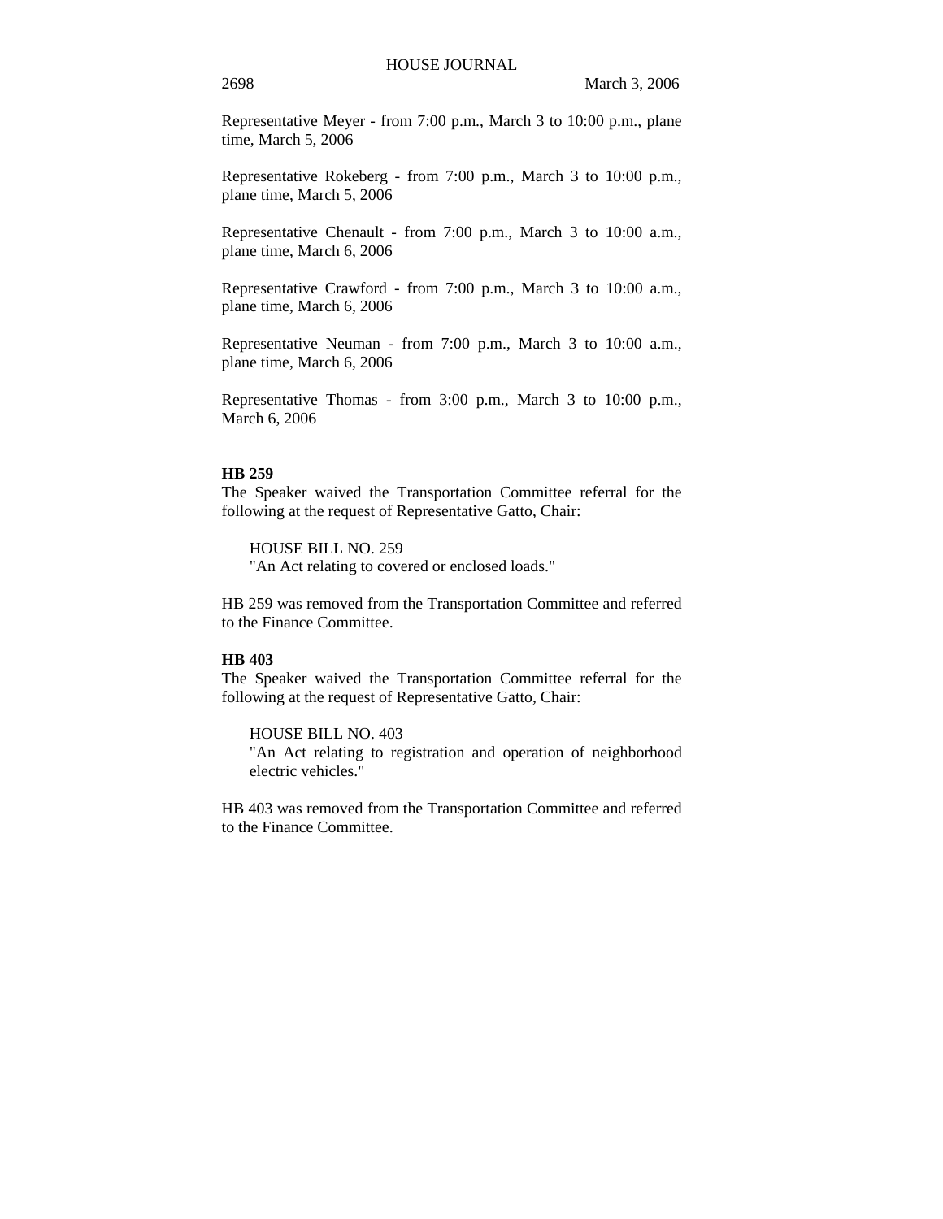Representative Meyer - from 7:00 p.m., March 3 to 10:00 p.m., plane time, March 5, 2006

Representative Rokeberg - from 7:00 p.m., March 3 to 10:00 p.m., plane time, March 5, 2006

Representative Chenault - from 7:00 p.m., March 3 to 10:00 a.m., plane time, March 6, 2006

Representative Crawford - from 7:00 p.m., March 3 to 10:00 a.m., plane time, March 6, 2006

Representative Neuman - from 7:00 p.m., March 3 to 10:00 a.m., plane time, March 6, 2006

Representative Thomas - from 3:00 p.m., March 3 to 10:00 p.m., March 6, 2006

**HB 259**

The Speaker waived the Transportation Committee referral for the following at the request of Representative Gatto, Chair:

HOUSE BILL NO. 259
"An Act relating to covered or enclosed loads."

HB 259 was removed from the Transportation Committee and referred to the Finance Committee.

**HB 403**

The Speaker waived the Transportation Committee referral for the following at the request of Representative Gatto, Chair:

HOUSE BILL NO. 403
"An Act relating to registration and operation of neighborhood electric vehicles."

HB 403 was removed from the Transportation Committee and referred to the Finance Committee.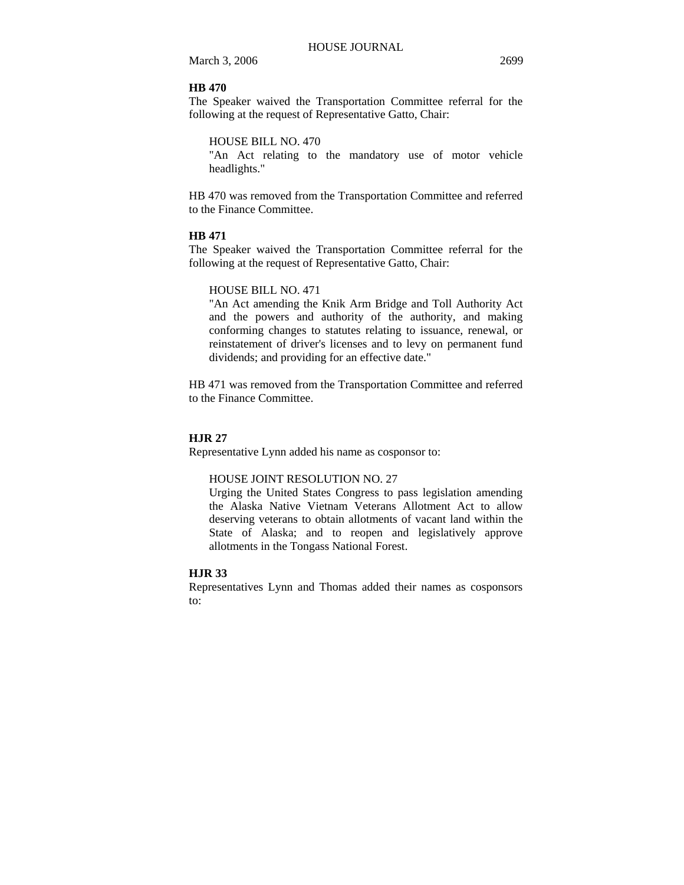**HB 470**

The Speaker waived the Transportation Committee referral for the following at the request of Representative Gatto, Chair:

HOUSE BILL NO. 470
"An Act relating to the mandatory use of motor vehicle headlights."

HB 470 was removed from the Transportation Committee and referred to the Finance Committee.

**HB 471**

The Speaker waived the Transportation Committee referral for the following at the request of Representative Gatto, Chair:

HOUSE BILL NO. 471
"An Act amending the Knik Arm Bridge and Toll Authority Act and the powers and authority of the authority, and making conforming changes to statutes relating to issuance, renewal, or reinstatement of driver's licenses and to levy on permanent fund dividends; and providing for an effective date."

HB 471 was removed from the Transportation Committee and referred to the Finance Committee.

**HJR 27**

Representative Lynn added his name as cosponsor to:

HOUSE JOINT RESOLUTION NO. 27
Urging the United States Congress to pass legislation amending the Alaska Native Vietnam Veterans Allotment Act to allow deserving veterans to obtain allotments of vacant land within the State of Alaska; and to reopen and legislatively approve allotments in the Tongass National Forest.

**HJR 33**

Representatives Lynn and Thomas added their names as cosponsors to: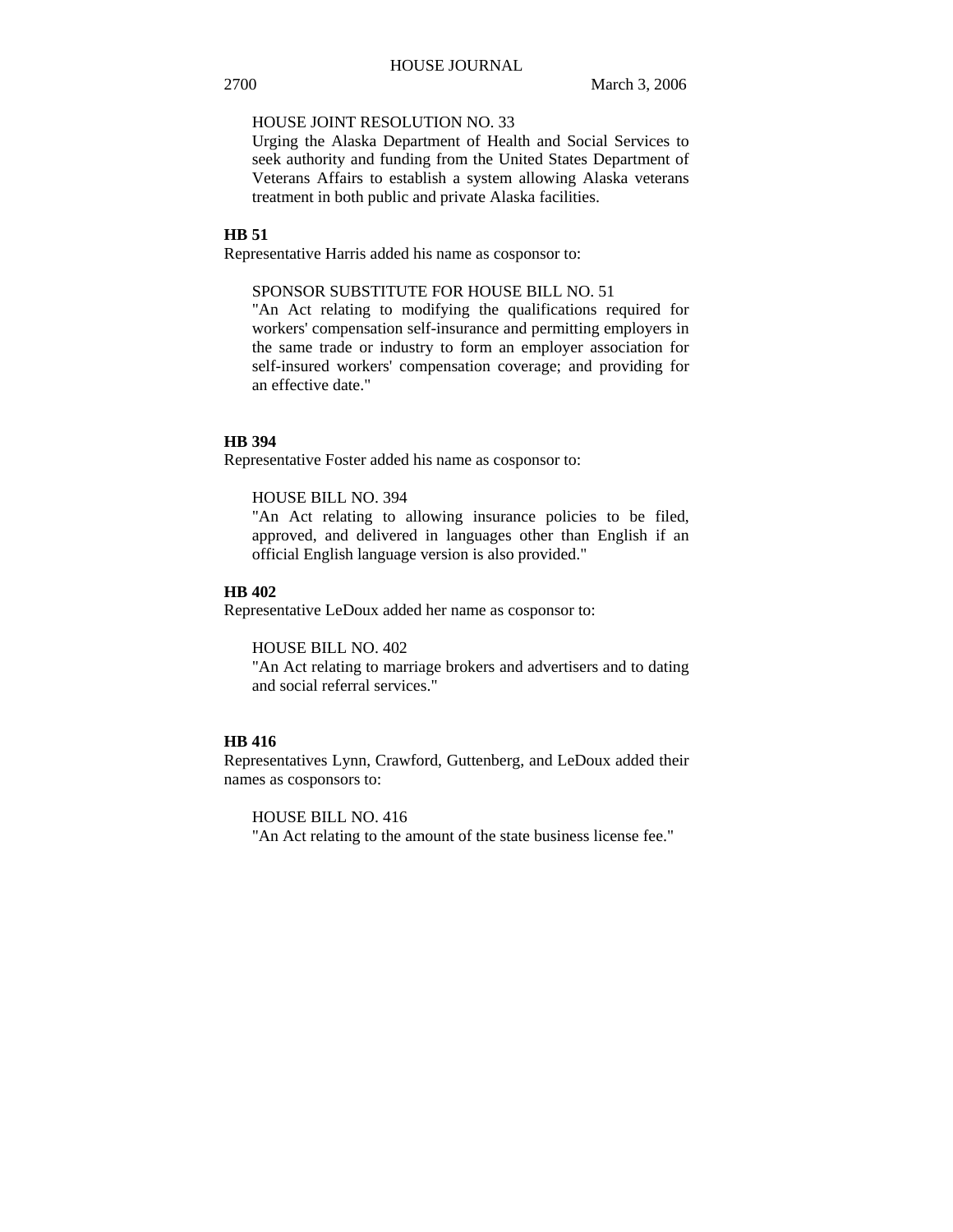HOUSE JOINT RESOLUTION NO. 33

Urging the Alaska Department of Health and Social Services to seek authority and funding from the United States Department of Veterans Affairs to establish a system allowing Alaska veterans treatment in both public and private Alaska facilities.

**HB 51**

Representative Harris added his name as cosponsor to:

SPONSOR SUBSTITUTE FOR HOUSE BILL NO. 51

"An Act relating to modifying the qualifications required for workers' compensation self-insurance and permitting employers in the same trade or industry to form an employer association for self-insured workers' compensation coverage; and providing for an effective date."

**HB 394**

Representative Foster added his name as cosponsor to:

HOUSE BILL NO. 394

"An Act relating to allowing insurance policies to be filed, approved, and delivered in languages other than English if an official English language version is also provided."

**HB 402**

Representative LeDoux added her name as cosponsor to:

HOUSE BILL NO. 402

"An Act relating to marriage brokers and advertisers and to dating and social referral services."

**HB 416**

Representatives Lynn, Crawford, Guttenberg, and LeDoux added their names as cosponsors to:

HOUSE BILL NO. 416

"An Act relating to the amount of the state business license fee."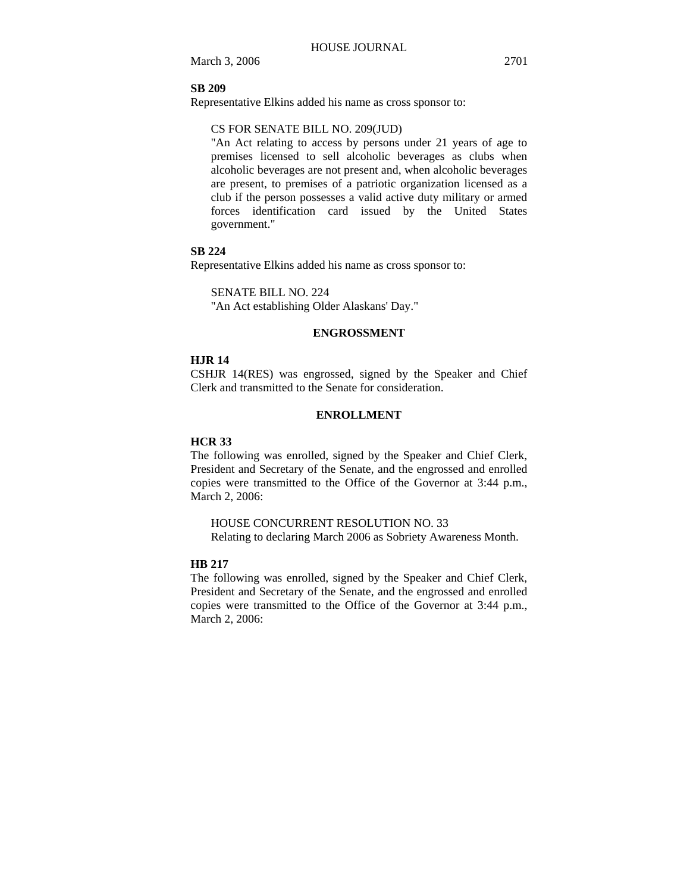**SB 209**

Representative Elkins added his name as cross sponsor to:

CS FOR SENATE BILL NO. 209(JUD)
"An Act relating to access by persons under 21 years of age to premises licensed to sell alcoholic beverages as clubs when alcoholic beverages are not present and, when alcoholic beverages are present, to premises of a patriotic organization licensed as a club if the person possesses a valid active duty military or armed forces identification card issued by the United States government."

**SB 224**

Representative Elkins added his name as cross sponsor to:

SENATE BILL NO. 224
"An Act establishing Older Alaskans' Day."

## ENGROSSMENT

**HJR 14**

CSHJR 14(RES) was engrossed, signed by the Speaker and Chief Clerk and transmitted to the Senate for consideration.

## ENROLLMENT

**HCR 33**

The following was enrolled, signed by the Speaker and Chief Clerk, President and Secretary of the Senate, and the engrossed and enrolled copies were transmitted to the Office of the Governor at 3:44 p.m., March 2, 2006:

HOUSE CONCURRENT RESOLUTION NO. 33
Relating to declaring March 2006 as Sobriety Awareness Month.

**HB 217**

The following was enrolled, signed by the Speaker and Chief Clerk, President and Secretary of the Senate, and the engrossed and enrolled copies were transmitted to the Office of the Governor at 3:44 p.m., March 2, 2006: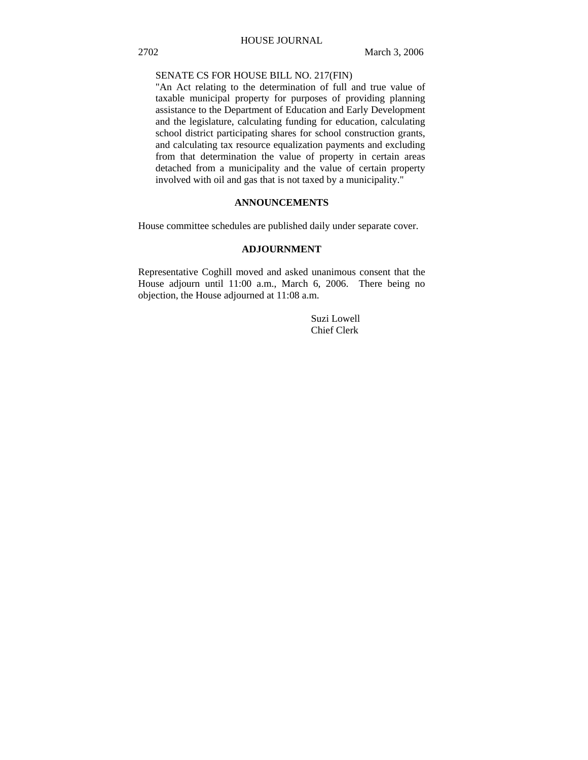SENATE CS FOR HOUSE BILL NO. 217(FIN)
"An Act relating to the determination of full and true value of taxable municipal property for purposes of providing planning assistance to the Department of Education and Early Development and the legislature, calculating funding for education, calculating school district participating shares for school construction grants, and calculating tax resource equalization payments and excluding from that determination the value of property in certain areas detached from a municipality and the value of certain property involved with oil and gas that is not taxed by a municipality."

## ANNOUNCEMENTS

House committee schedules are published daily under separate cover.

## ADJOURNMENT

Representative Coghill moved and asked unanimous consent that the House adjourn until 11:00 a.m., March 6, 2006. There being no objection, the House adjourned at 11:08 a.m.

Suzi Lowell
Chief Clerk